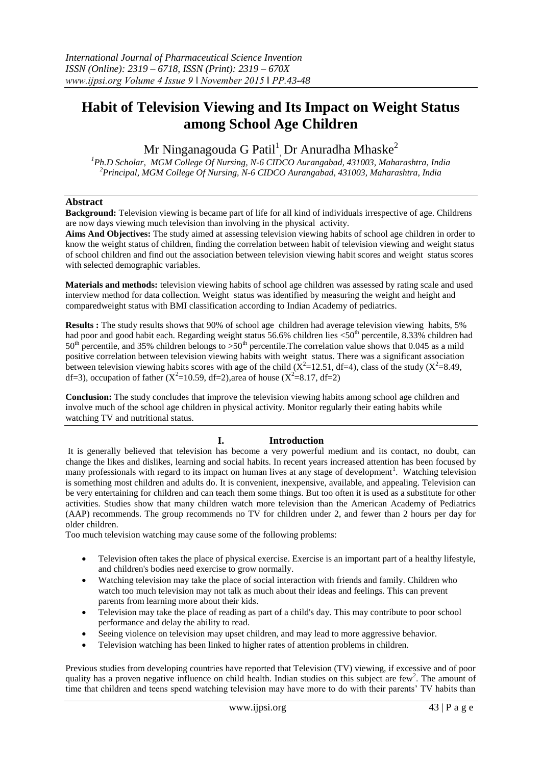# Habit of Television Viewing and Its Impact on Weight Status among School Age Children

Mr Ninganagouda G Patil[1], Dr Anuradha Mhaske[2]

[1]Ph.D Scholar, MGM College Of Nursing, N-6 CIDCO Aurangabad, 431003, Maharashtra, India
[2]Principal, MGM College Of Nursing, N-6 CIDCO Aurangabad, 431003, Maharashtra, India

## Abstract

**Background:** Television viewing is became part of life for all kind of individuals irrespective of age. Childrens are now days viewing much television than involving in the physical activity.

**Aims And Objectives:** The study aimed at assessing television viewing habits of school age children in order to know the weight status of children, finding the correlation between habit of television viewing and weight status of school children and find out the association between television viewing habit scores and weight status scores with selected demographic variables.

**Materials and methods:** television viewing habits of school age children was assessed by rating scale and used interview method for data collection. Weight status was identified by measuring the weight and height and comparedweight status with BMI classification according to Indian Academy of pediatrics.

**Results :** The study results shows that 90% of school age children had average television viewing habits, 5% had poor and good habit each. Regarding weight status 56.6% children lies <50th percentile, 8.33% children had 50th percentile, and 35% children belongs to >50th percentile.The correlation value shows that 0.045 as a mild positive correlation between television viewing habits with weight status. There was a significant association between television viewing habits scores with age of the child ($X^2$=12.51, df=4), class of the study ($X^2$=8.49, df=3), occupation of father ($X^2$=10.59, df=2),area of house ($X^2$=8.17, df=2)

**Conclusion:** The study concludes that improve the television viewing habits among school age children and involve much of the school age children in physical activity. Monitor regularly their eating habits while watching TV and nutritional status.

## I. Introduction

It is generally believed that television has become a very powerful medium and its contact, no doubt, can change the likes and dislikes, learning and social habits. In recent years increased attention has been focused by many professionals with regard to its impact on human lives at any stage of development[1]. Watching television is something most children and adults do. It is convenient, inexpensive, available, and appealing. Television can be very entertaining for children and can teach them some things. But too often it is used as a substitute for other activities. Studies show that many children watch more television than the American Academy of Pediatrics (AAP) recommends. The group recommends no TV for children under 2, and fewer than 2 hours per day for older children.

Too much television watching may cause some of the following problems:

- Television often takes the place of physical exercise. Exercise is an important part of a healthy lifestyle, and children's bodies need exercise to grow normally.
- Watching television may take the place of social interaction with friends and family. Children who watch too much television may not talk as much about their ideas and feelings. This can prevent parents from learning more about their kids.
- Television may take the place of reading as part of a child's day. This may contribute to poor school performance and delay the ability to read.
- Seeing violence on television may upset children, and may lead to more aggressive behavior.
- Television watching has been linked to higher rates of attention problems in children.

Previous studies from developing countries have reported that Television (TV) viewing, if excessive and of poor quality has a proven negative influence on child health. Indian studies on this subject are few[2]. The amount of time that children and teens spend watching television may have more to do with their parents' TV habits than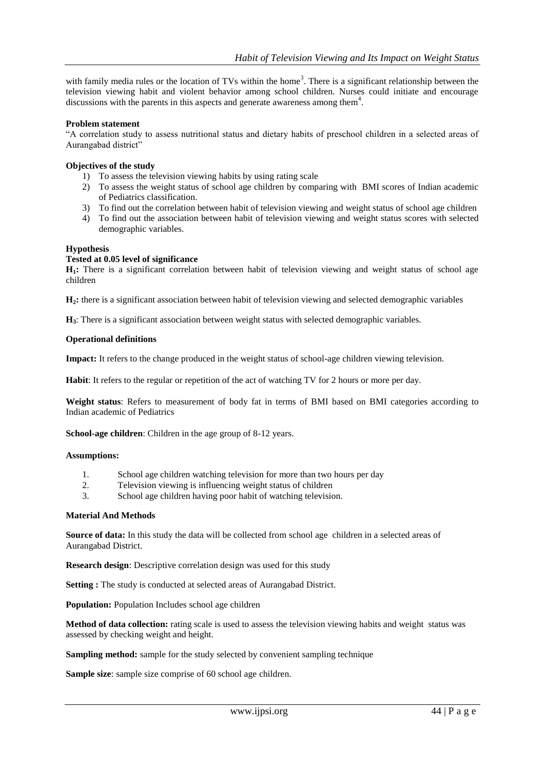with family media rules or the location of TVs within the home[3]. There is a significant relationship between the television viewing habit and violent behavior among school children. Nurses could initiate and encourage discussions with the parents in this aspects and generate awareness among them[4].

**Problem statement**

"A correlation study to assess nutritional status and dietary habits of preschool children in a selected areas of Aurangabad district"

**Objectives of the study**

1) To assess the television viewing habits by using rating scale
2) To assess the weight status of school age children by comparing with BMI scores of Indian academic of Pediatrics classification.
3) To find out the correlation between habit of television viewing and weight status of school age children
4) To find out the association between habit of television viewing and weight status scores with selected demographic variables.

**Hypothesis**

**Tested at 0.05 level of significance**

**$H_1$:** There is a significant correlation between habit of television viewing and weight status of school age children

**$H_2$:** there is a significant association between habit of television viewing and selected demographic variables

**$H_3$**: There is a significant association between weight status with selected demographic variables.

**Operational definitions**

**Impact:** It refers to the change produced in the weight status of school-age children viewing television.

**Habit**: It refers to the regular or repetition of the act of watching TV for 2 hours or more per day.

**Weight status**: Refers to measurement of body fat in terms of BMI based on BMI categories according to Indian academic of Pediatrics

**School-age children**: Children in the age group of 8-12 years.

**Assumptions:**

1. School age children watching television for more than two hours per day
2. Television viewing is influencing weight status of children
3. School age children having poor habit of watching television.

**Material And Methods**

**Source of data:** In this study the data will be collected from school age children in a selected areas of Aurangabad District.

**Research design**: Descriptive correlation design was used for this study

**Setting :** The study is conducted at selected areas of Aurangabad District.

**Population:** Population Includes school age children

**Method of data collection:** rating scale is used to assess the television viewing habits and weight status was assessed by checking weight and height.

**Sampling method:** sample for the study selected by convenient sampling technique

**Sample size**: sample size comprise of 60 school age children.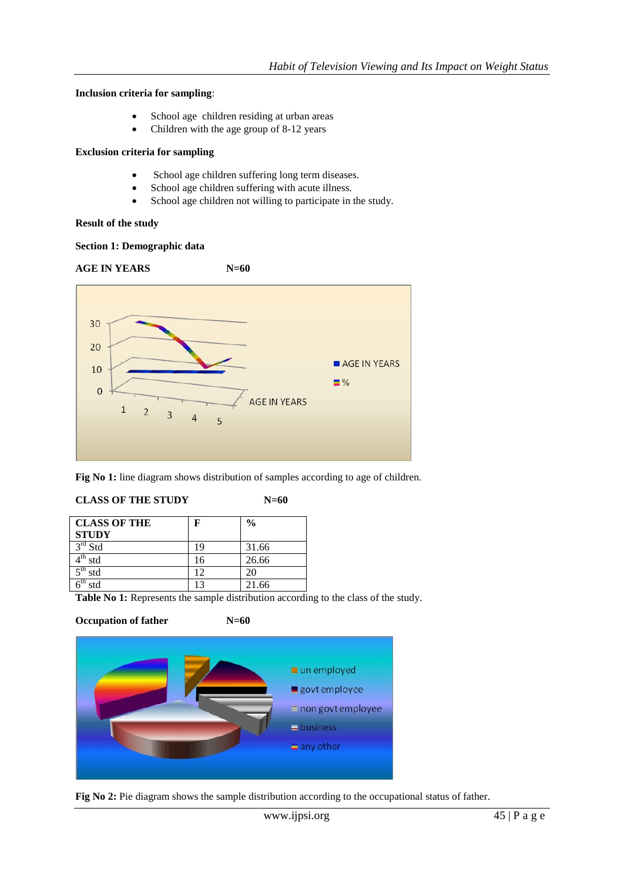**Inclusion criteria for sampling**:

- School age children residing at urban areas
- Children with the age group of 8-12 years

**Exclusion criteria for sampling**

- School age children suffering long term diseases.
- School age children suffering with acute illness.
- School age children not willing to participate in the study.

**Result of the study**

**Section 1: Demographic data**

**AGE IN YEARS N=60**

**Fig No 1:** line diagram shows distribution of samples according to age of children.

**CLASS OF THE STUDY N=60**

| CLASS OF THE STUDY | F | % |
|---|---|---|
| 3rd Std | 19 | 31.66 |
| 4th std | 16 | 26.66 |
| 5th std | 12 | 20 |
| 6th std | 13 | 21.66 |

**Table No 1:** Represents the sample distribution according to the class of the study.

**Occupation of father N=60**

**Fig No 2:** Pie diagram shows the sample distribution according to the occupational status of father.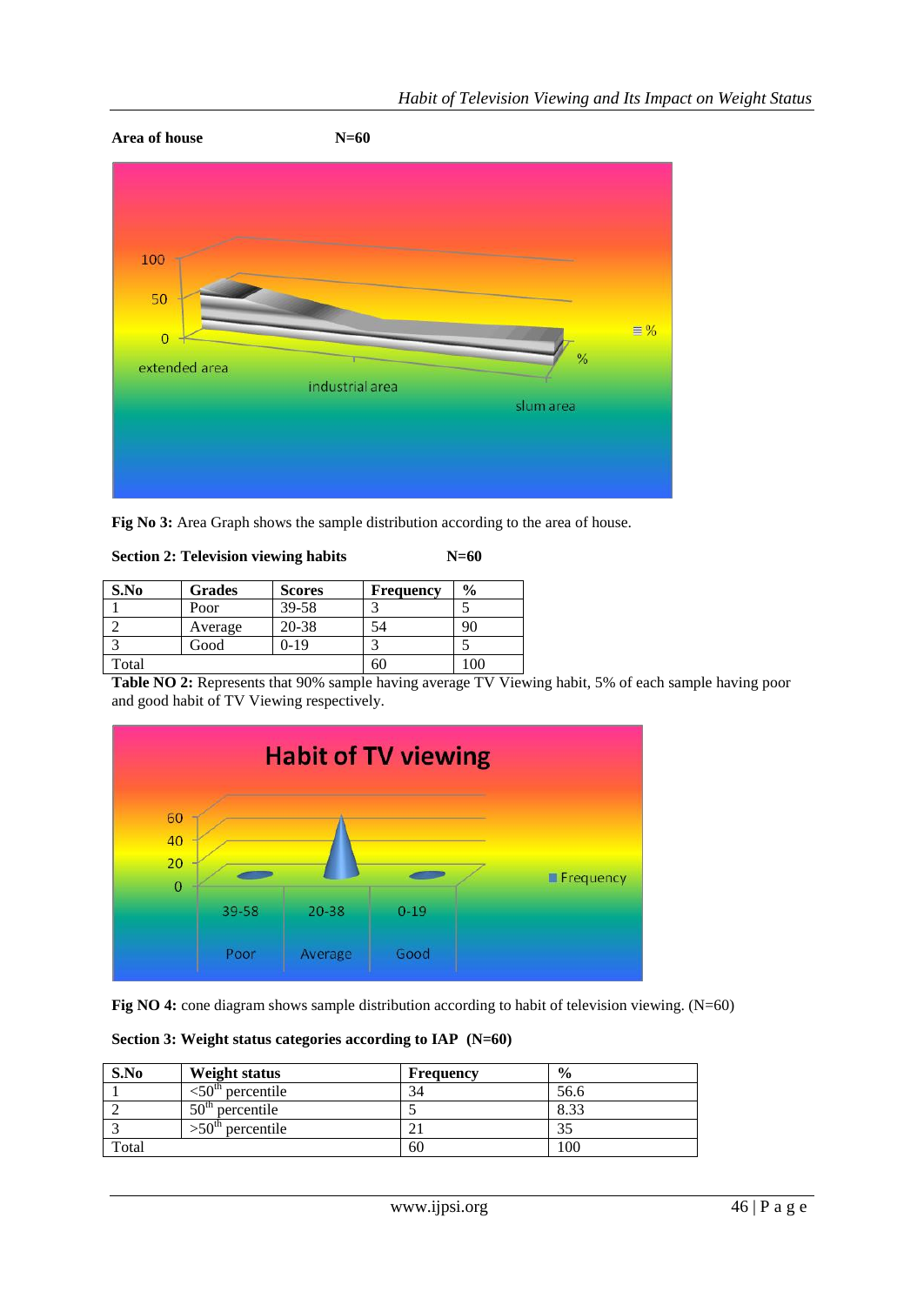**Area of house N=60**

**Fig No 3:** Area Graph shows the sample distribution according to the area of house.

**Section 2: Television viewing habits N=60**

| S.No | Grades | Scores | Frequency | % |
|---|---|---|---|---|
| 1 | Poor | 39-58 | 3 | 5 |
| 2 | Average | 20-38 | 54 | 90 |
| 3 | Good | 0-19 | 3 | 5 |
| Total | | | 60 | 100 |

**Table NO 2:** Represents that 90% sample having average TV Viewing habit, 5% of each sample having poor and good habit of TV Viewing respectively.

**Fig NO 4:** cone diagram shows sample distribution according to habit of television viewing. (N=60)

**Section 3: Weight status categories according to IAP (N=60)**

| S.No | Weight status | Frequency | % |
|---|---|---|---|
| 1 | <50th percentile | 34 | 56.6 |
| 2 | 50th percentile | 5 | 8.33 |
| 3 | >50th percentile | 21 | 35 |
| Total | | 60 | 100 |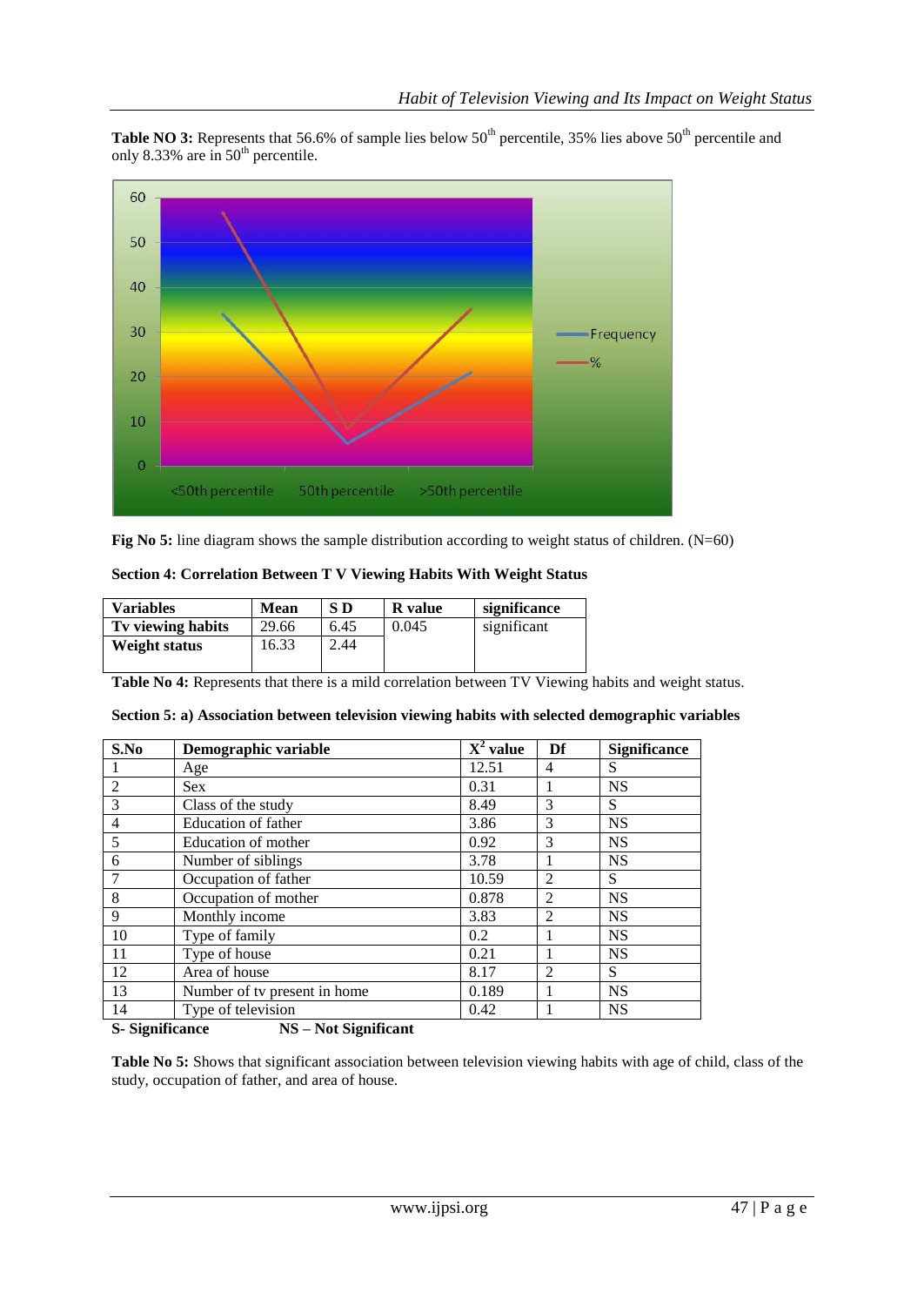**Table NO 3:** Represents that 56.6% of sample lies below 50th percentile, 35% lies above 50th percentile and only 8.33% are in 50th percentile.

**Fig No 5:** line diagram shows the sample distribution according to weight status of children. (N=60)

**Section 4: Correlation Between T V Viewing Habits With Weight Status**

| Variables | Mean | S D | R value | significance |
|---|---|---|---|---|
| Tv viewing habits | 29.66 | 6.45 | 0.045 | significant |
| Weight status | 16.33 | 2.44 | | |

**Table No 4:** Represents that there is a mild correlation between TV Viewing habits and weight status.

**Section 5: a) Association between television viewing habits with selected demographic variables**

| S.No | Demographic variable | $X^2$ value | Df | Significance |
|---|---|---|---|---|
| 1 | Age | 12.51 | 4 | S |
| 2 | Sex | 0.31 | 1 | NS |
| 3 | Class of the study | 8.49 | 3 | S |
| 4 | Education of father | 3.86 | 3 | NS |
| 5 | Education of mother | 0.92 | 3 | NS |
| 6 | Number of siblings | 3.78 | 1 | NS |
| 7 | Occupation of father | 10.59 | 2 | S |
| 8 | Occupation of mother | 0.878 | 2 | NS |
| 9 | Monthly income | 3.83 | 2 | NS |
| 10 | Type of family | 0.2 | 1 | NS |
| 11 | Type of house | 0.21 | 1 | NS |
| 12 | Area of house | 8.17 | 2 | S |
| 13 | Number of tv present in home | 0.189 | 1 | NS |
| 14 | Type of television | 0.42 | 1 | NS |

**S- Significance** **NS – Not Significant**

**Table No 5:** Shows that significant association between television viewing habits with age of child, class of the study, occupation of father, and area of house.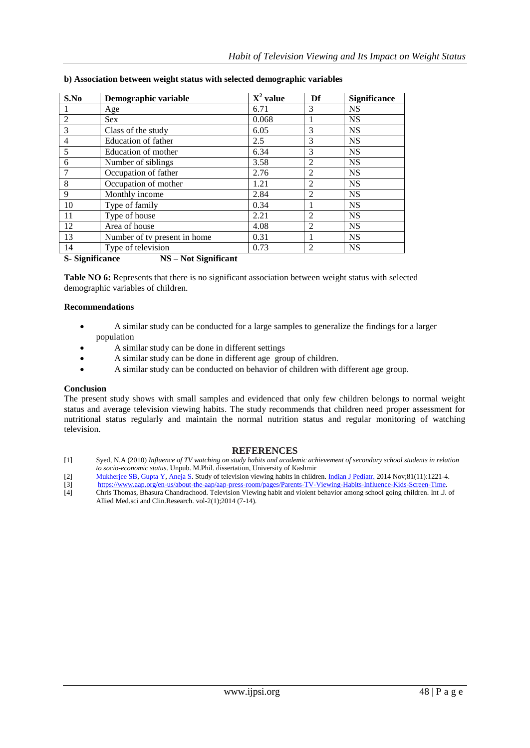**b) Association between weight status with selected demographic variables**

| S.No | Demographic variable | $X^2$ value | Df | Significance |
|---|---|---|---|---|
| 1 | Age | 6.71 | 3 | NS |
| 2 | Sex | 0.068 | 1 | NS |
| 3 | Class of the study | 6.05 | 3 | NS |
| 4 | Education of father | 2.5 | 3 | NS |
| 5 | Education of mother | 6.34 | 3 | NS |
| 6 | Number of siblings | 3.58 | 2 | NS |
| 7 | Occupation of father | 2.76 | 2 | NS |
| 8 | Occupation of mother | 1.21 | 2 | NS |
| 9 | Monthly income | 2.84 | 2 | NS |
| 10 | Type of family | 0.34 | 1 | NS |
| 11 | Type of house | 2.21 | 2 | NS |
| 12 | Area of house | 4.08 | 2 | NS |
| 13 | Number of tv present in home | 0.31 | 1 | NS |
| 14 | Type of television | 0.73 | 2 | NS |

**S- Significance NS – Not Significant**

**Table NO 6:** Represents that there is no significant association between weight status with selected demographic variables of children.

**Recommendations**

- A similar study can be conducted for a large samples to generalize the findings for a larger population
- A similar study can be done in different settings
- A similar study can be done in different age group of children.
- A similar study can be conducted on behavior of children with different age group.

**Conclusion**

The present study shows with small samples and evidenced that only few children belongs to normal weight status and average television viewing habits. The study recommends that children need proper assessment for nutritional status regularly and maintain the normal nutrition status and regular monitoring of watching television.

## REFERENCES

[1] Syed, N.A (2010) *Influence of TV watching on study habits and academic achievement of secondary school students in relation to socio-economic status*. Unpub. M.Phil. dissertation, University of Kashmir

[2] Mukherjee SB, Gupta Y, Aneja S. Study of television viewing habits in children. Indian J Pediatr. 2014 Nov;81(11):1221-4.

[3] https://www.aap.org/en-us/about-the-aap/aap-press-room/pages/Parents-TV-Viewing-Habits-Influence-Kids-Screen-Time.

[4] Chris Thomas, Bhasura Chandrachood. Television Viewing habit and violent behavior among school going children. Int .J. of Allied Med.sci and Clin.Research. vol-2(1);2014 (7-14).